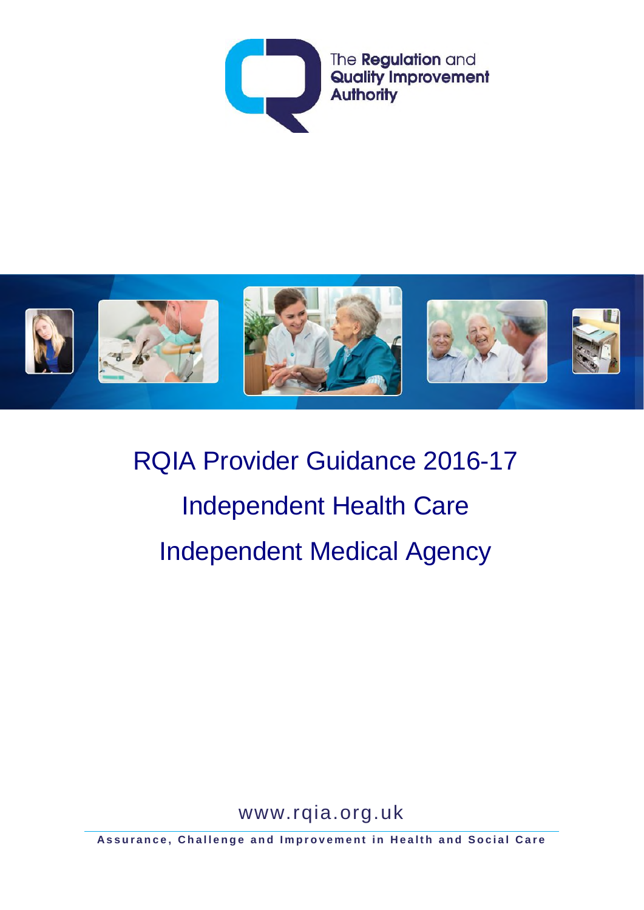The **Regulation** and **Quality Improvement Authority**

# RQIA Provider Guidance 2016-17

# Independent Health Care

# Independent Medical Agency

www.rqia.org.uk

**Assurance, Challenge and Improvement in Health and Social Care**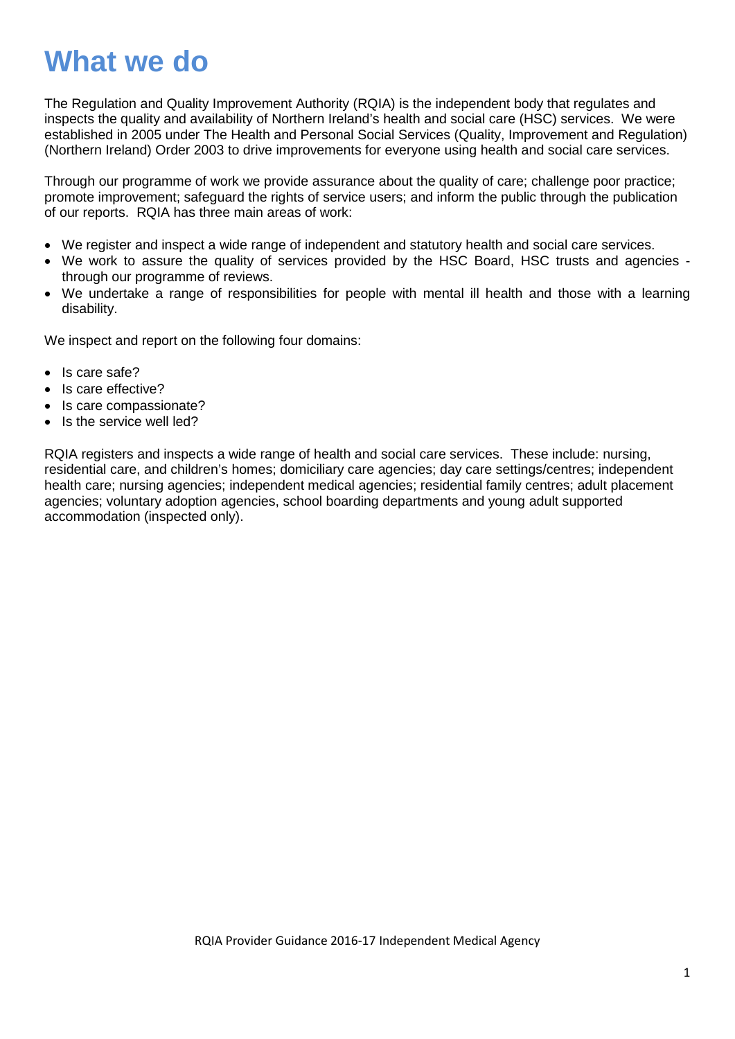# What we do

The Regulation and Quality Improvement Authority (RQIA) is the independent body that regulates and inspects the quality and availability of Northern Ireland's health and social care (HSC) services. We were established in 2005 under The Health and Personal Social Services (Quality, Improvement and Regulation) (Northern Ireland) Order 2003 to drive improvements for everyone using health and social care services.

Through our programme of work we provide assurance about the quality of care; challenge poor practice; promote improvement; safeguard the rights of service users; and inform the public through the publication of our reports. RQIA has three main areas of work:

- We register and inspect a wide range of independent and statutory health and social care services.
- We work to assure the quality of services provided by the HSC Board, HSC trusts and agencies - through our programme of reviews.
- We undertake a range of responsibilities for people with mental ill health and those with a learning disability.

We inspect and report on the following four domains:

- Is care safe?
- Is care effective?
- Is care compassionate?
- Is the service well led?

RQIA registers and inspects a wide range of health and social care services. These include: nursing, residential care, and children's homes; domiciliary care agencies; day care settings/centres; independent health care; nursing agencies; independent medical agencies; residential family centres; adult placement agencies; voluntary adoption agencies, school boarding departments and young adult supported accommodation (inspected only).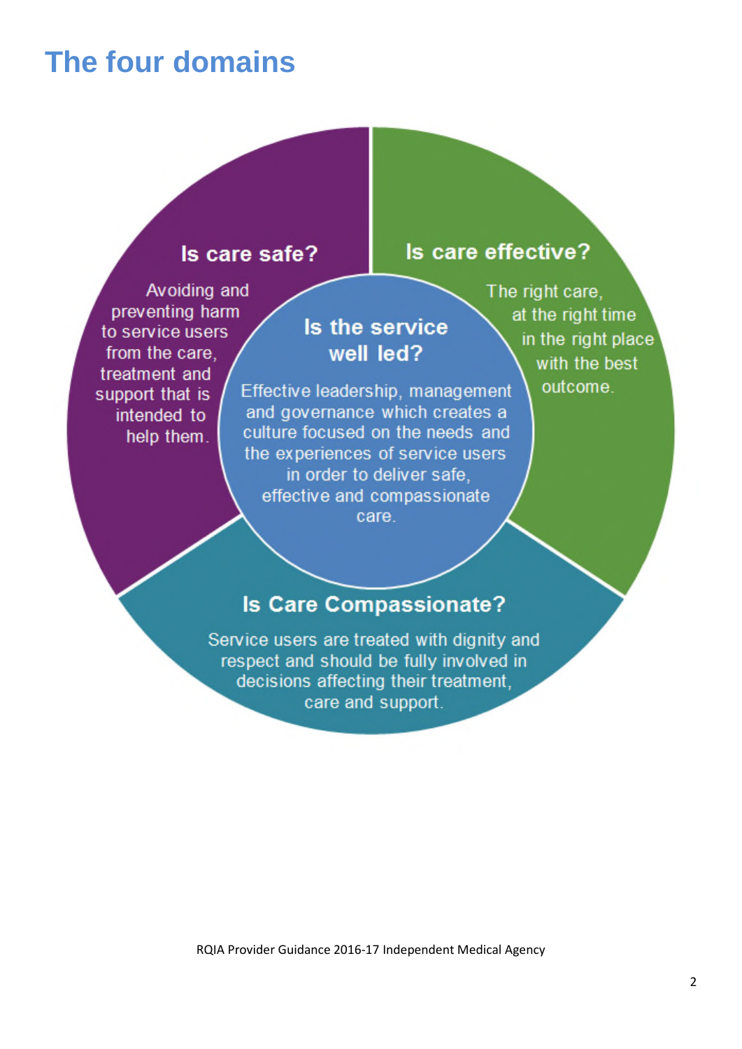# The four domains

## Is care safe?

Avoiding and preventing harm to service users from the care, treatment and support that is intended to help them.

## Is care effective?

The right care, at the right time in the right place with the best outcome.

## Is the service well led?

Effective leadership, management and governance which creates a culture focused on the needs and the experiences of service users in order to deliver safe, effective and compassionate care.

## Is Care Compassionate?

Service users are treated with dignity and respect and should be fully involved in decisions affecting their treatment, care and support.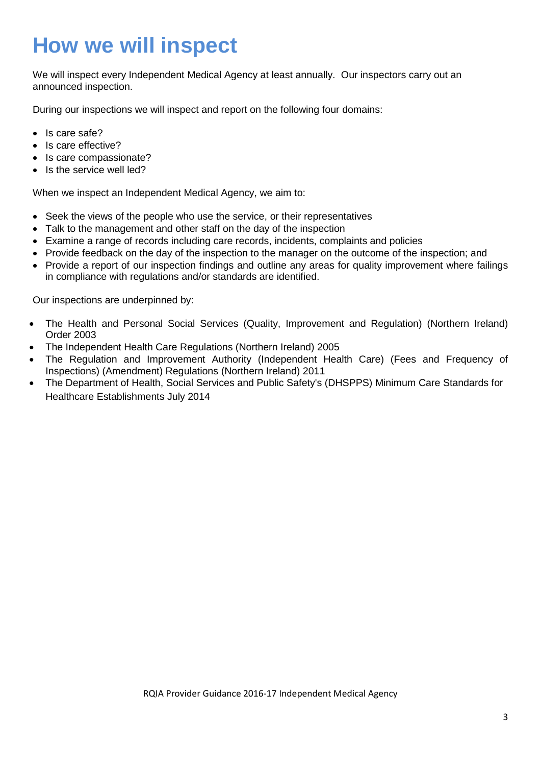# How we will inspect

We will inspect every Independent Medical Agency at least annually. Our inspectors carry out an announced inspection.

During our inspections we will inspect and report on the following four domains:

- Is care safe?
- Is care effective?
- Is care compassionate?
- Is the service well led?

When we inspect an Independent Medical Agency, we aim to:

- Seek the views of the people who use the service, or their representatives
- Talk to the management and other staff on the day of the inspection
- Examine a range of records including care records, incidents, complaints and policies
- Provide feedback on the day of the inspection to the manager on the outcome of the inspection; and
- Provide a report of our inspection findings and outline any areas for quality improvement where failings in compliance with regulations and/or standards are identified.

Our inspections are underpinned by:

- The Health and Personal Social Services (Quality, Improvement and Regulation) (Northern Ireland) Order 2003
- The Independent Health Care Regulations (Northern Ireland) 2005
- The Regulation and Improvement Authority (Independent Health Care) (Fees and Frequency of Inspections) (Amendment) Regulations (Northern Ireland) 2011
- The Department of Health, Social Services and Public Safety's (DHSPPS) Minimum Care Standards for Healthcare Establishments July 2014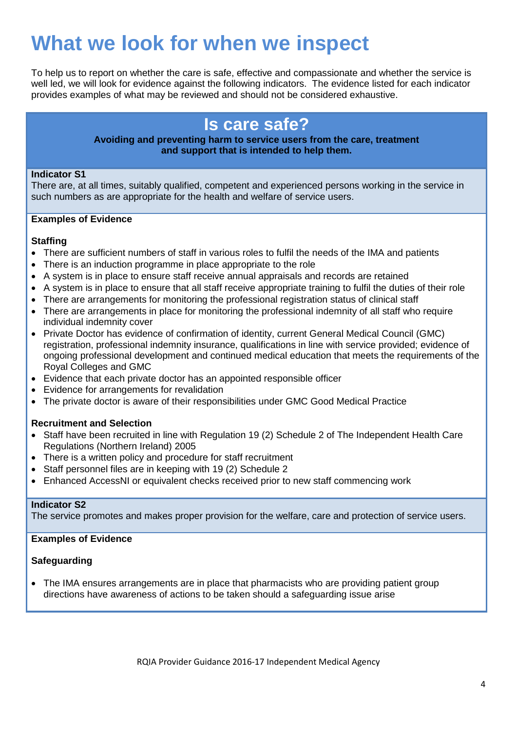# What we look for when we inspect

To help us to report on whether the care is safe, effective and compassionate and whether the service is well led, we will look for evidence against the following indicators. The evidence listed for each indicator provides examples of what may be reviewed and should not be considered exhaustive.

## Is care safe?

**Avoiding and preventing harm to service users from the care, treatment and support that is intended to help them.**

**Indicator S1**

There are, at all times, suitably qualified, competent and experienced persons working in the service in such numbers as are appropriate for the health and welfare of service users.

**Examples of Evidence**

**Staffing**

- There are sufficient numbers of staff in various roles to fulfil the needs of the IMA and patients
- There is an induction programme in place appropriate to the role
- A system is in place to ensure staff receive annual appraisals and records are retained
- A system is in place to ensure that all staff receive appropriate training to fulfil the duties of their role
- There are arrangements for monitoring the professional registration status of clinical staff
- There are arrangements in place for monitoring the professional indemnity of all staff who require individual indemnity cover
- Private Doctor has evidence of confirmation of identity, current General Medical Council (GMC) registration, professional indemnity insurance, qualifications in line with service provided; evidence of ongoing professional development and continued medical education that meets the requirements of the Royal Colleges and GMC
- Evidence that each private doctor has an appointed responsible officer
- Evidence for arrangements for revalidation
- The private doctor is aware of their responsibilities under GMC Good Medical Practice

**Recruitment and Selection**

- Staff have been recruited in line with Regulation 19 (2) Schedule 2 of The Independent Health Care Regulations (Northern Ireland) 2005
- There is a written policy and procedure for staff recruitment
- Staff personnel files are in keeping with 19 (2) Schedule 2
- Enhanced AccessNI or equivalent checks received prior to new staff commencing work

**Indicator S2**

The service promotes and makes proper provision for the welfare, care and protection of service users.

**Examples of Evidence**

**Safeguarding**

- The IMA ensures arrangements are in place that pharmacists who are providing patient group directions have awareness of actions to be taken should a safeguarding issue arise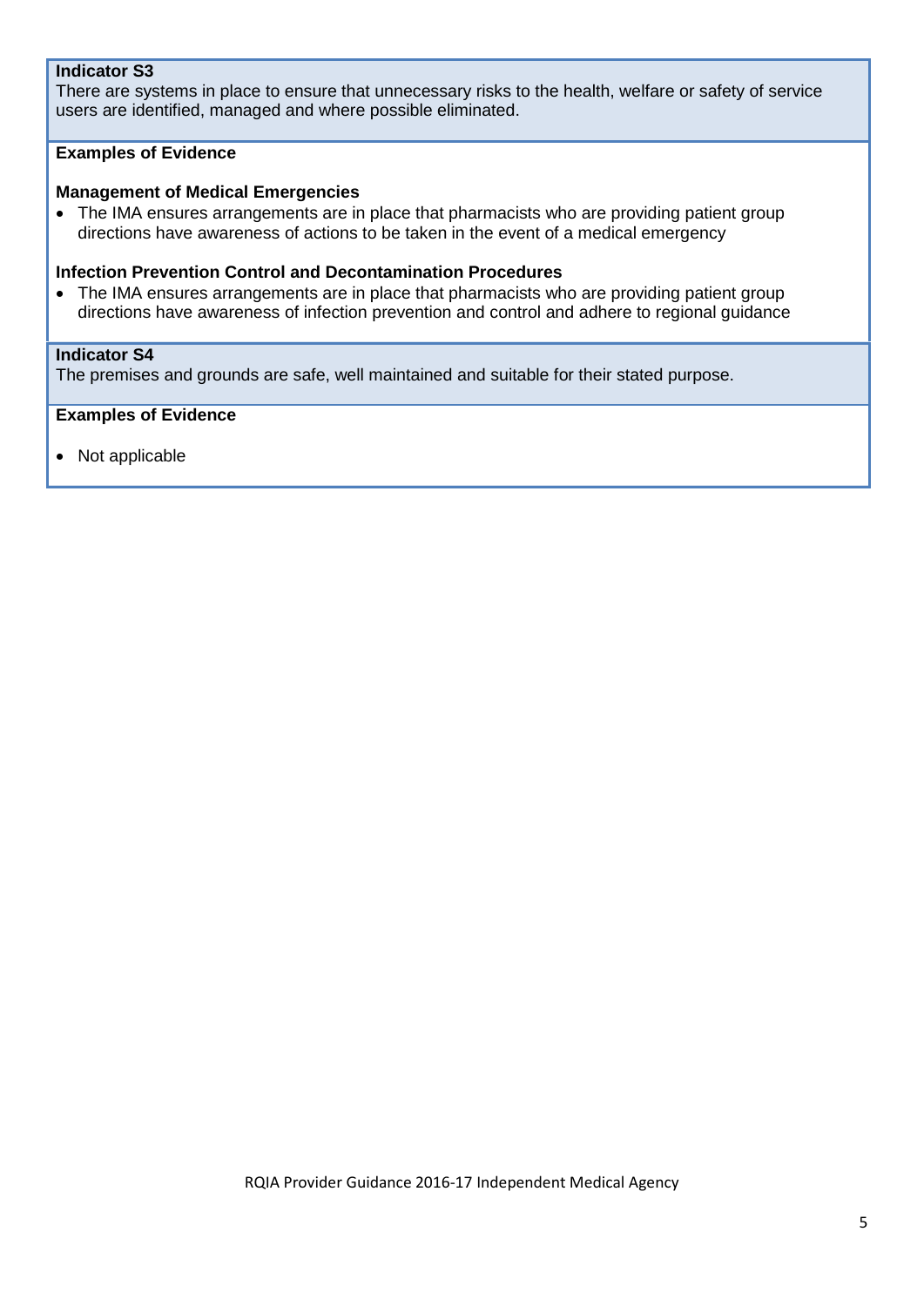**Indicator S3**

There are systems in place to ensure that unnecessary risks to the health, welfare or safety of service users are identified, managed and where possible eliminated.

**Examples of Evidence**

**Management of Medical Emergencies**

- The IMA ensures arrangements are in place that pharmacists who are providing patient group directions have awareness of actions to be taken in the event of a medical emergency

**Infection Prevention Control and Decontamination Procedures**

- The IMA ensures arrangements are in place that pharmacists who are providing patient group directions have awareness of infection prevention and control and adhere to regional guidance

**Indicator S4**

The premises and grounds are safe, well maintained and suitable for their stated purpose.

**Examples of Evidence**

- Not applicable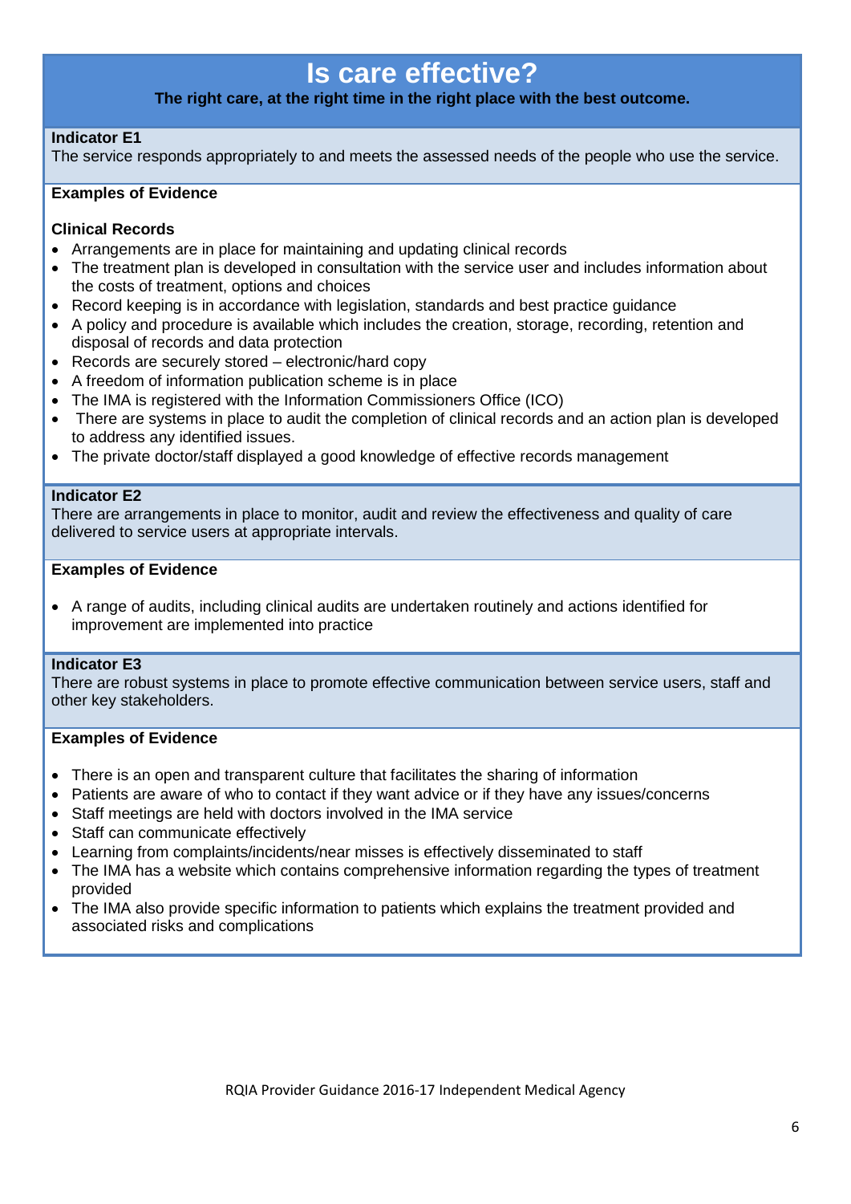# Is care effective?

**The right care, at the right time in the right place with the best outcome.**

**Indicator E1**
The service responds appropriately to and meets the assessed needs of the people who use the service.

**Examples of Evidence**

**Clinical Records**

- Arrangements are in place for maintaining and updating clinical records
- The treatment plan is developed in consultation with the service user and includes information about the costs of treatment, options and choices
- Record keeping is in accordance with legislation, standards and best practice guidance
- A policy and procedure is available which includes the creation, storage, recording, retention and disposal of records and data protection
- Records are securely stored – electronic/hard copy
- A freedom of information publication scheme is in place
- The IMA is registered with the Information Commissioners Office (ICO)
- There are systems in place to audit the completion of clinical records and an action plan is developed to address any identified issues.
- The private doctor/staff displayed a good knowledge of effective records management

**Indicator E2**
There are arrangements in place to monitor, audit and review the effectiveness and quality of care delivered to service users at appropriate intervals.

**Examples of Evidence**

- A range of audits, including clinical audits are undertaken routinely and actions identified for improvement are implemented into practice

**Indicator E3**
There are robust systems in place to promote effective communication between service users, staff and other key stakeholders.

**Examples of Evidence**

- There is an open and transparent culture that facilitates the sharing of information
- Patients are aware of who to contact if they want advice or if they have any issues/concerns
- Staff meetings are held with doctors involved in the IMA service
- Staff can communicate effectively
- Learning from complaints/incidents/near misses is effectively disseminated to staff
- The IMA has a website which contains comprehensive information regarding the types of treatment provided
- The IMA also provide specific information to patients which explains the treatment provided and associated risks and complications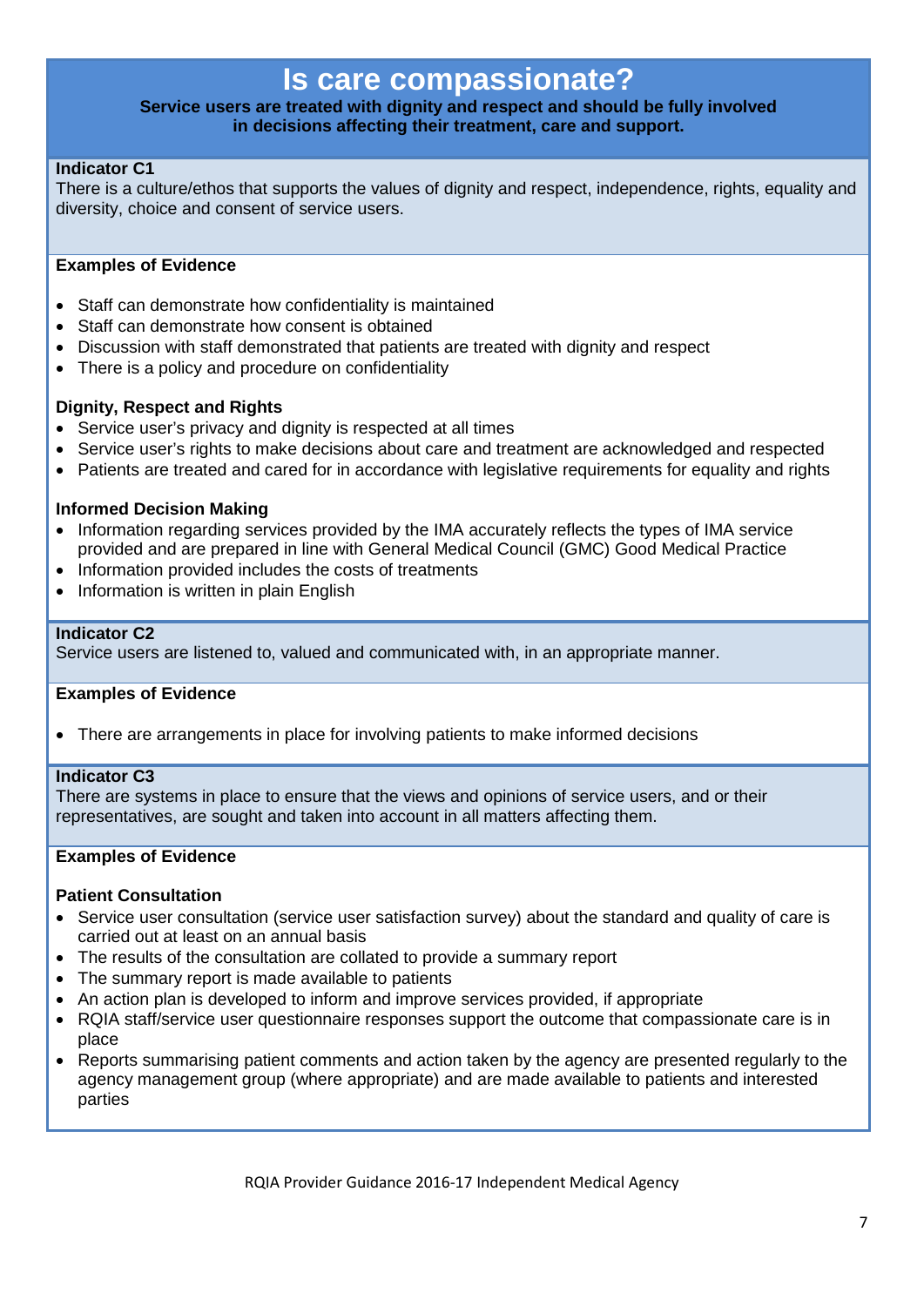# Is care compassionate?

**Service users are treated with dignity and respect and should be fully involved in decisions affecting their treatment, care and support.**

**Indicator C1**

There is a culture/ethos that supports the values of dignity and respect, independence, rights, equality and diversity, choice and consent of service users.

**Examples of Evidence**

- Staff can demonstrate how confidentiality is maintained
- Staff can demonstrate how consent is obtained
- Discussion with staff demonstrated that patients are treated with dignity and respect
- There is a policy and procedure on confidentiality

**Dignity, Respect and Rights**

- Service user's privacy and dignity is respected at all times
- Service user's rights to make decisions about care and treatment are acknowledged and respected
- Patients are treated and cared for in accordance with legislative requirements for equality and rights

**Informed Decision Making**

- Information regarding services provided by the IMA accurately reflects the types of IMA service provided and are prepared in line with General Medical Council (GMC) Good Medical Practice
- Information provided includes the costs of treatments
- Information is written in plain English

**Indicator C2**

Service users are listened to, valued and communicated with, in an appropriate manner.

**Examples of Evidence**

- There are arrangements in place for involving patients to make informed decisions

**Indicator C3**

There are systems in place to ensure that the views and opinions of service users, and or their representatives, are sought and taken into account in all matters affecting them.

**Examples of Evidence**

**Patient Consultation**

- Service user consultation (service user satisfaction survey) about the standard and quality of care is carried out at least on an annual basis
- The results of the consultation are collated to provide a summary report
- The summary report is made available to patients
- An action plan is developed to inform and improve services provided, if appropriate
- RQIA staff/service user questionnaire responses support the outcome that compassionate care is in place
- Reports summarising patient comments and action taken by the agency are presented regularly to the agency management group (where appropriate) and are made available to patients and interested parties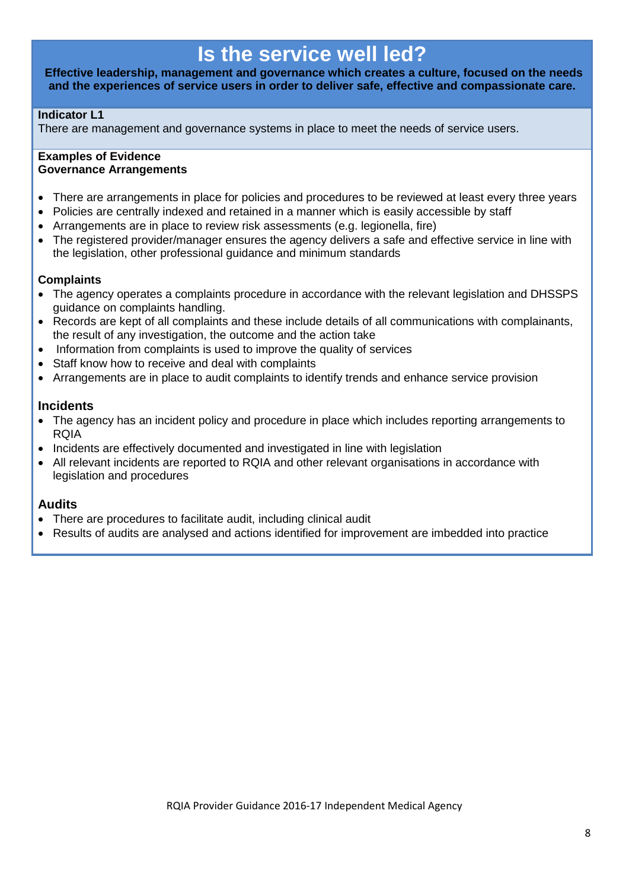# Is the service well led?

**Effective leadership, management and governance which creates a culture, focused on the needs and the experiences of service users in order to deliver safe, effective and compassionate care.**

**Indicator L1**
There are management and governance systems in place to meet the needs of service users.

**Examples of Evidence**
**Governance Arrangements**

- There are arrangements in place for policies and procedures to be reviewed at least every three years
- Policies are centrally indexed and retained in a manner which is easily accessible by staff
- Arrangements are in place to review risk assessments (e.g. legionella, fire)
- The registered provider/manager ensures the agency delivers a safe and effective service in line with the legislation, other professional guidance and minimum standards

### Complaints

- The agency operates a complaints procedure in accordance with the relevant legislation and DHSSPS guidance on complaints handling.
- Records are kept of all complaints and these include details of all communications with complainants, the result of any investigation, the outcome and the action take
- Information from complaints is used to improve the quality of services
- Staff know how to receive and deal with complaints
- Arrangements are in place to audit complaints to identify trends and enhance service provision

### Incidents

- The agency has an incident policy and procedure in place which includes reporting arrangements to RQIA
- Incidents are effectively documented and investigated in line with legislation
- All relevant incidents are reported to RQIA and other relevant organisations in accordance with legislation and procedures

### Audits

- There are procedures to facilitate audit, including clinical audit
- Results of audits are analysed and actions identified for improvement are imbedded into practice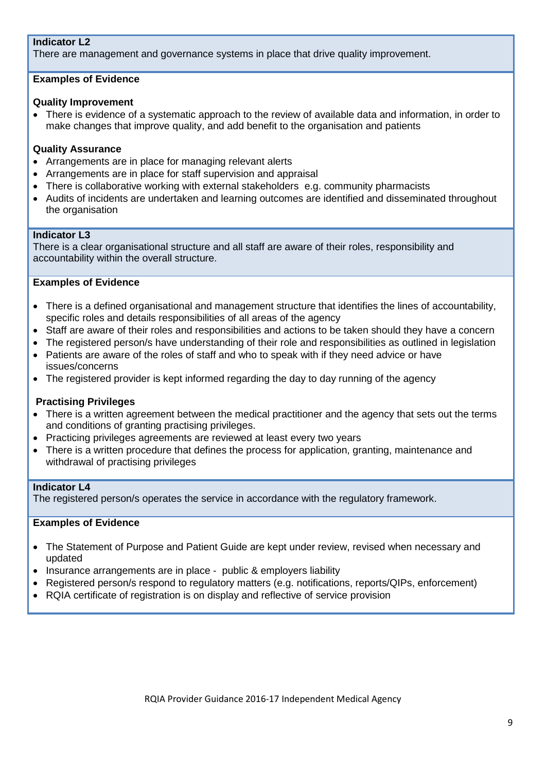**Indicator L2**
There are management and governance systems in place that drive quality improvement.

**Examples of Evidence**

**Quality Improvement**

- There is evidence of a systematic approach to the review of available data and information, in order to make changes that improve quality, and add benefit to the organisation and patients

**Quality Assurance**

- Arrangements are in place for managing relevant alerts
- Arrangements are in place for staff supervision and appraisal
- There is collaborative working with external stakeholders e.g. community pharmacists
- Audits of incidents are undertaken and learning outcomes are identified and disseminated throughout the organisation

**Indicator L3**
There is a clear organisational structure and all staff are aware of their roles, responsibility and accountability within the overall structure.

**Examples of Evidence**

- There is a defined organisational and management structure that identifies the lines of accountability, specific roles and details responsibilities of all areas of the agency
- Staff are aware of their roles and responsibilities and actions to be taken should they have a concern
- The registered person/s have understanding of their role and responsibilities as outlined in legislation
- Patients are aware of the roles of staff and who to speak with if they need advice or have issues/concerns
- The registered provider is kept informed regarding the day to day running of the agency

**Practising Privileges**

- There is a written agreement between the medical practitioner and the agency that sets out the terms and conditions of granting practising privileges.
- Practicing privileges agreements are reviewed at least every two years
- There is a written procedure that defines the process for application, granting, maintenance and withdrawal of practising privileges

**Indicator L4**
The registered person/s operates the service in accordance with the regulatory framework.

**Examples of Evidence**

- The Statement of Purpose and Patient Guide are kept under review, revised when necessary and updated
- Insurance arrangements are in place - public & employers liability
- Registered person/s respond to regulatory matters (e.g. notifications, reports/QIPs, enforcement)
- RQIA certificate of registration is on display and reflective of service provision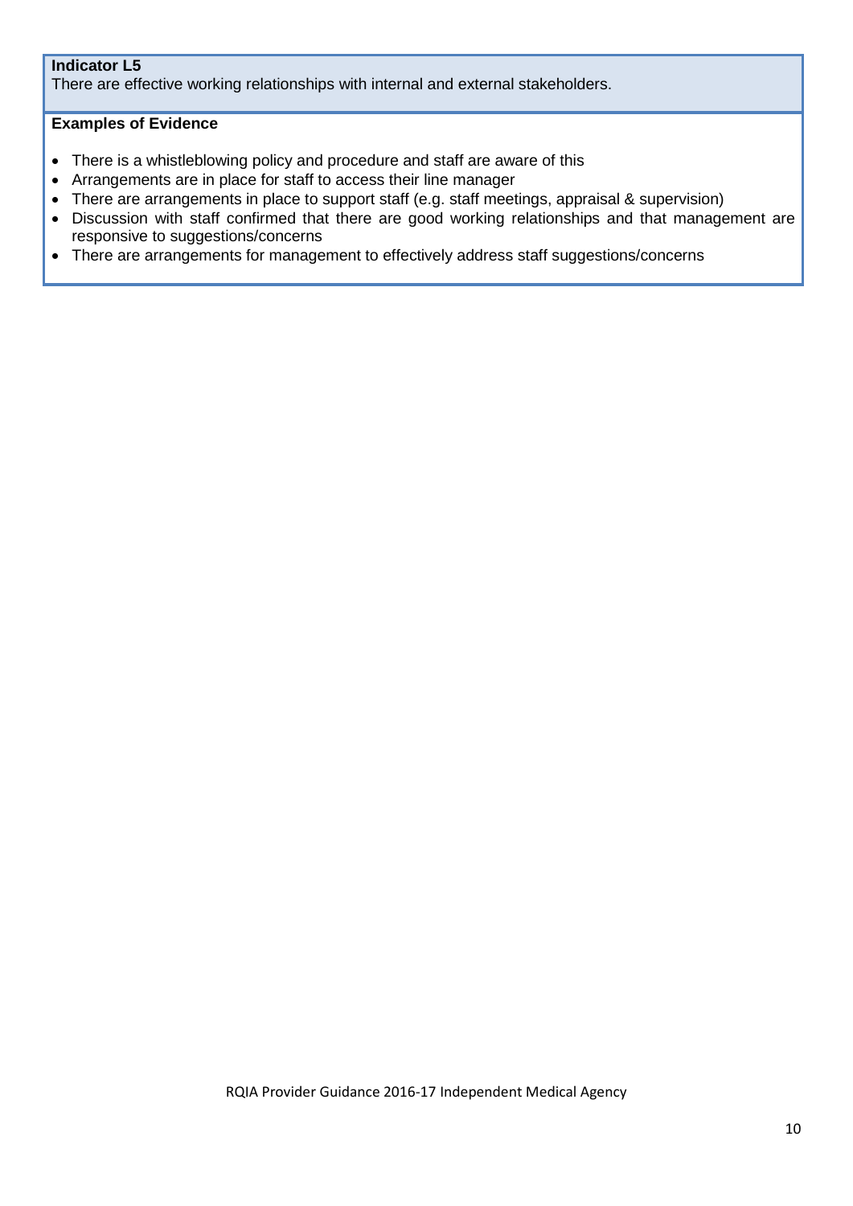**Indicator L5**

There are effective working relationships with internal and external stakeholders.

**Examples of Evidence**

- There is a whistleblowing policy and procedure and staff are aware of this
- Arrangements are in place for staff to access their line manager
- There are arrangements in place to support staff (e.g. staff meetings, appraisal & supervision)
- Discussion with staff confirmed that there are good working relationships and that management are responsive to suggestions/concerns
- There are arrangements for management to effectively address staff suggestions/concerns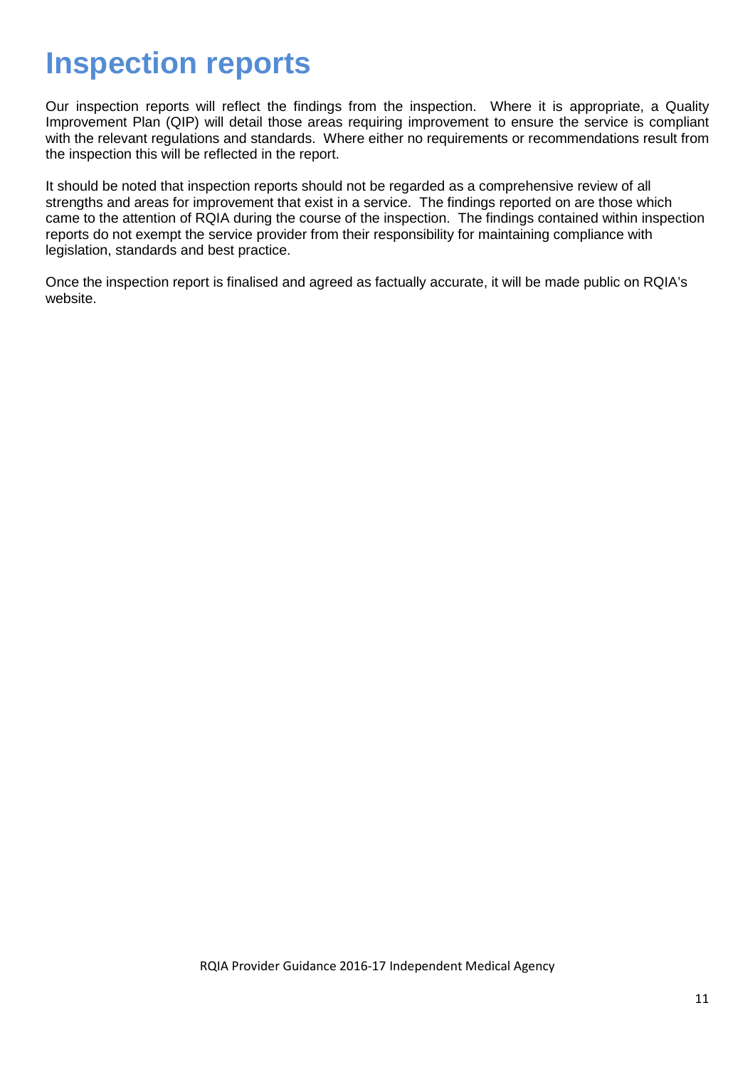# Inspection reports

Our inspection reports will reflect the findings from the inspection. Where it is appropriate, a Quality Improvement Plan (QIP) will detail those areas requiring improvement to ensure the service is compliant with the relevant regulations and standards. Where either no requirements or recommendations result from the inspection this will be reflected in the report.

It should be noted that inspection reports should not be regarded as a comprehensive review of all strengths and areas for improvement that exist in a service. The findings reported on are those which came to the attention of RQIA during the course of the inspection. The findings contained within inspection reports do not exempt the service provider from their responsibility for maintaining compliance with legislation, standards and best practice.

Once the inspection report is finalised and agreed as factually accurate, it will be made public on RQIA's website.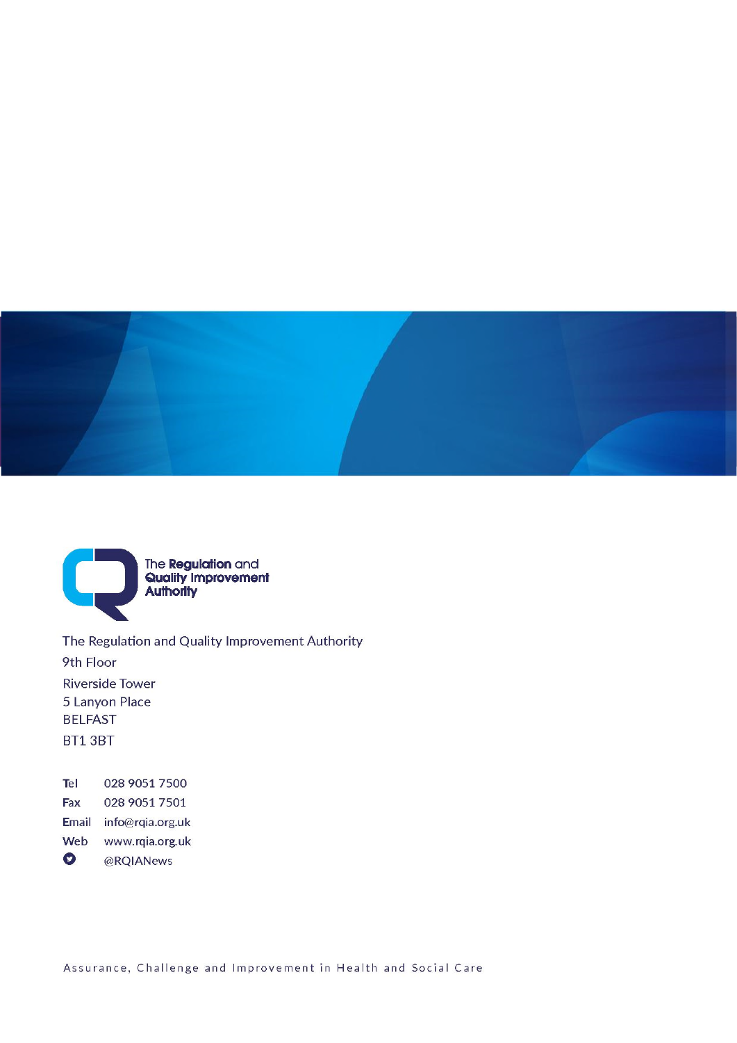The Regulation and Quality Improvement Authority

The Regulation and Quality Improvement Authority
9th Floor
Riverside Tower
5 Lanyon Place
BELFAST
BT1 3BT

| | |
|---|---|
| Tel | 028 9051 7500 |
| Fax | 028 9051 7501 |
| Email | info@rqia.org.uk |
| Web | www.rqia.org.uk |
| | @RQIANews |

Assurance, Challenge and Improvement in Health and Social Care